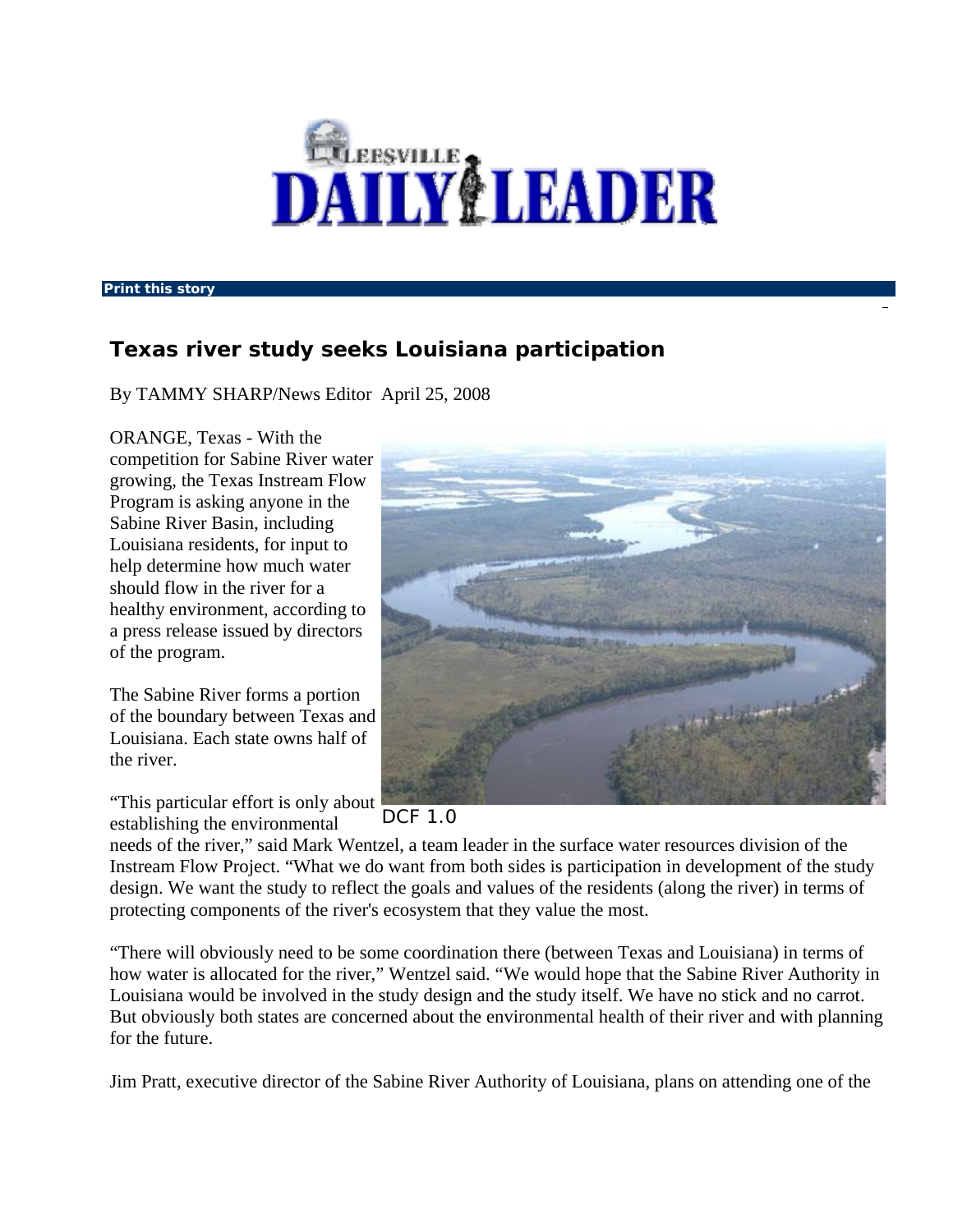# LEESVILLE DAILY LEADER

**Print this story**

## Texas river study seeks Louisiana participation

By TAMMY SHARP/News Editor April 25, 2008

ORANGE, Texas - With the competition for Sabine River water growing, the Texas Instream Flow Program is asking anyone in the Sabine River Basin, including Louisiana residents, for input to help determine how much water should flow in the river for a healthy environment, according to a press release issued by directors of the program.

The Sabine River forms a portion of the boundary between Texas and Louisiana. Each state owns half of the river.

DCF 1.0

"This particular effort is only about establishing the environmental needs of the river," said Mark Wentzel, a team leader in the surface water resources division of the Instream Flow Project. "What we do want from both sides is participation in development of the study design. We want the study to reflect the goals and values of the residents (along the river) in terms of protecting components of the river's ecosystem that they value the most.

"There will obviously need to be some coordination there (between Texas and Louisiana) in terms of how water is allocated for the river," Wentzel said. "We would hope that the Sabine River Authority in Louisiana would be involved in the study design and the study itself. We have no stick and no carrot. But obviously both states are concerned about the environmental health of their river and with planning for the future.

Jim Pratt, executive director of the Sabine River Authority of Louisiana, plans on attending one of the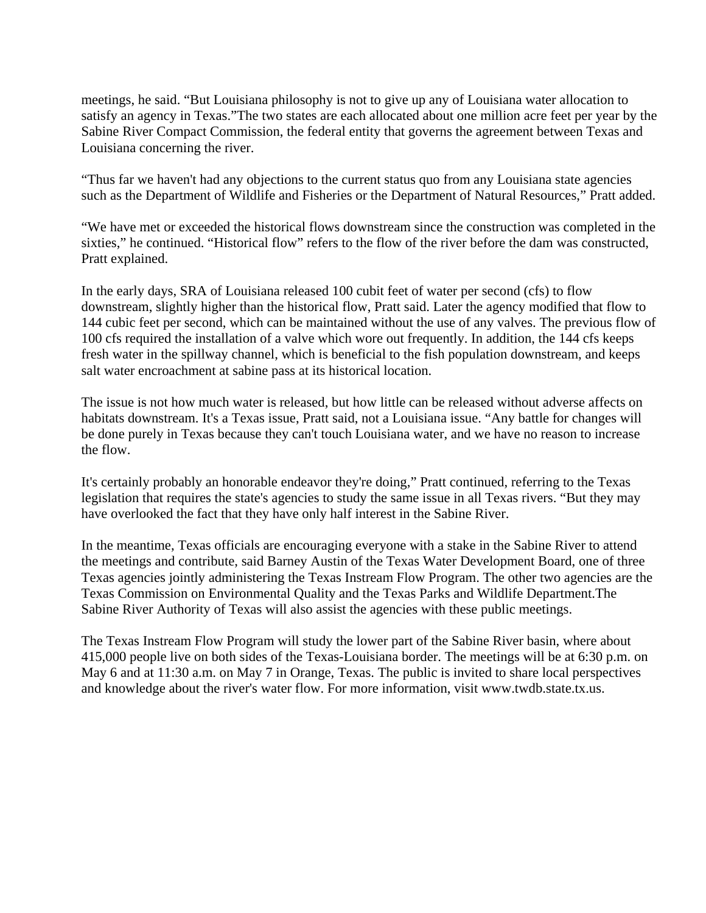meetings, he said. “But Louisiana philosophy is not to give up any of Louisiana water allocation to satisfy an agency in Texas.”The two states are each allocated about one million acre feet per year by the Sabine River Compact Commission, the federal entity that governs the agreement between Texas and Louisiana concerning the river.

“Thus far we haven't had any objections to the current status quo from any Louisiana state agencies such as the Department of Wildlife and Fisheries or the Department of Natural Resources,” Pratt added.

“We have met or exceeded the historical flows downstream since the construction was completed in the sixties,” he continued. “Historical flow” refers to the flow of the river before the dam was constructed, Pratt explained.

In the early days, SRA of Louisiana released 100 cubit feet of water per second (cfs) to flow downstream, slightly higher than the historical flow, Pratt said. Later the agency modified that flow to 144 cubic feet per second, which can be maintained without the use of any valves. The previous flow of 100 cfs required the installation of a valve which wore out frequently. In addition, the 144 cfs keeps fresh water in the spillway channel, which is beneficial to the fish population downstream, and keeps salt water encroachment at sabine pass at its historical location.

The issue is not how much water is released, but how little can be released without adverse affects on habitats downstream. It's a Texas issue, Pratt said, not a Louisiana issue. “Any battle for changes will be done purely in Texas because they can't touch Louisiana water, and we have no reason to increase the flow.

It's certainly probably an honorable endeavor they're doing,” Pratt continued, referring to the Texas legislation that requires the state's agencies to study the same issue in all Texas rivers. “But they may have overlooked the fact that they have only half interest in the Sabine River.

In the meantime, Texas officials are encouraging everyone with a stake in the Sabine River to attend the meetings and contribute, said Barney Austin of the Texas Water Development Board, one of three Texas agencies jointly administering the Texas Instream Flow Program. The other two agencies are the Texas Commission on Environmental Quality and the Texas Parks and Wildlife Department.The Sabine River Authority of Texas will also assist the agencies with these public meetings.

The Texas Instream Flow Program will study the lower part of the Sabine River basin, where about 415,000 people live on both sides of the Texas-Louisiana border. The meetings will be at 6:30 p.m. on May 6 and at 11:30 a.m. on May 7 in Orange, Texas. The public is invited to share local perspectives and knowledge about the river's water flow. For more information, visit www.twdb.state.tx.us.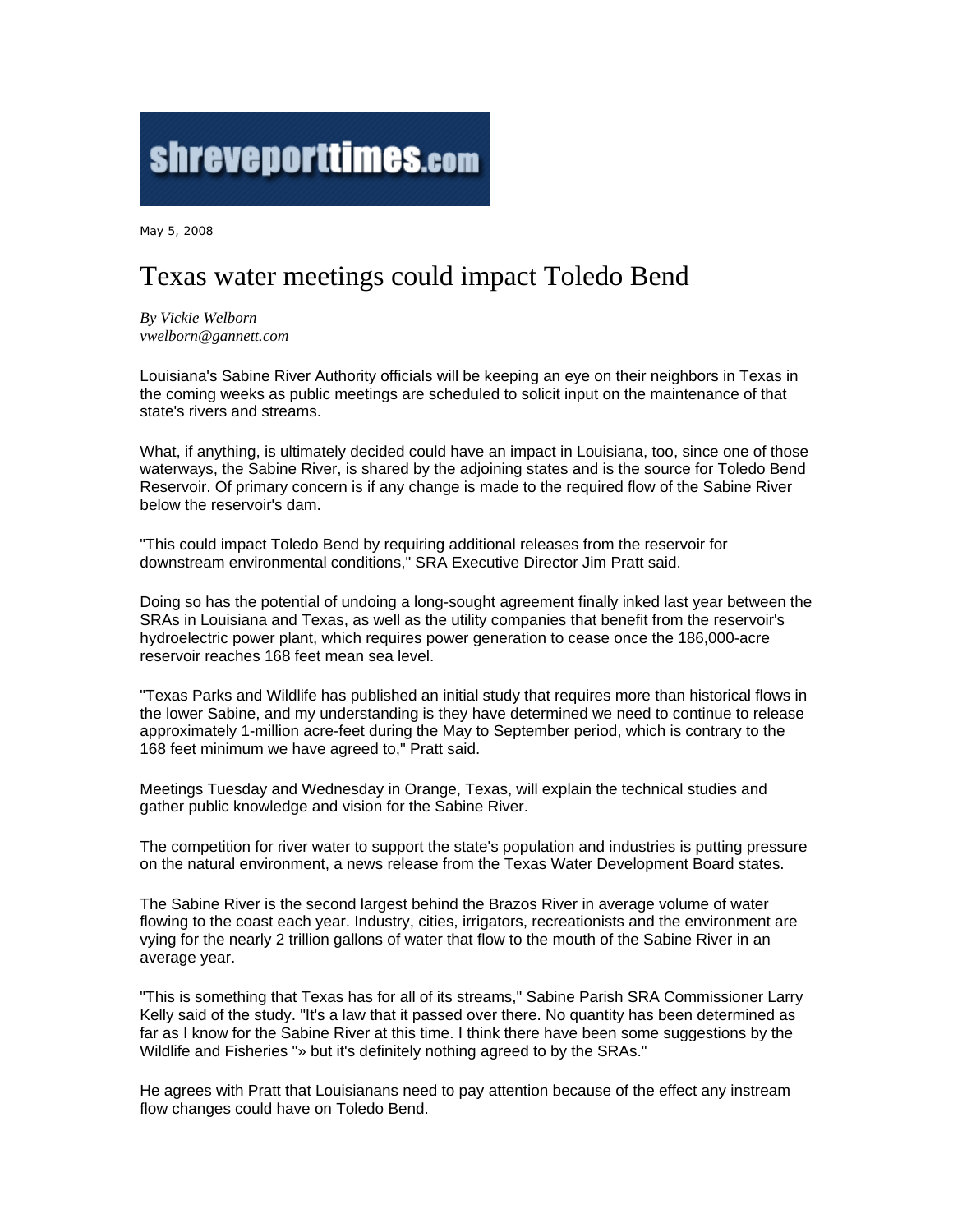shreveporttimes.com

May 5, 2008

# Texas water meetings could impact Toledo Bend

*By Vickie Welborn*
*vwelborn@gannett.com*

Louisiana's Sabine River Authority officials will be keeping an eye on their neighbors in Texas in the coming weeks as public meetings are scheduled to solicit input on the maintenance of that state's rivers and streams.

What, if anything, is ultimately decided could have an impact in Louisiana, too, since one of those waterways, the Sabine River, is shared by the adjoining states and is the source for Toledo Bend Reservoir. Of primary concern is if any change is made to the required flow of the Sabine River below the reservoir's dam.

"This could impact Toledo Bend by requiring additional releases from the reservoir for downstream environmental conditions," SRA Executive Director Jim Pratt said.

Doing so has the potential of undoing a long-sought agreement finally inked last year between the SRAs in Louisiana and Texas, as well as the utility companies that benefit from the reservoir's hydroelectric power plant, which requires power generation to cease once the 186,000-acre reservoir reaches 168 feet mean sea level.

"Texas Parks and Wildlife has published an initial study that requires more than historical flows in the lower Sabine, and my understanding is they have determined we need to continue to release approximately 1-million acre-feet during the May to September period, which is contrary to the 168 feet minimum we have agreed to," Pratt said.

Meetings Tuesday and Wednesday in Orange, Texas, will explain the technical studies and gather public knowledge and vision for the Sabine River.

The competition for river water to support the state's population and industries is putting pressure on the natural environment, a news release from the Texas Water Development Board states.

The Sabine River is the second largest behind the Brazos River in average volume of water flowing to the coast each year. Industry, cities, irrigators, recreationists and the environment are vying for the nearly 2 trillion gallons of water that flow to the mouth of the Sabine River in an average year.

"This is something that Texas has for all of its streams," Sabine Parish SRA Commissioner Larry Kelly said of the study. "It's a law that it passed over there. No quantity has been determined as far as I know for the Sabine River at this time. I think there have been some suggestions by the Wildlife and Fisheries "» but it's definitely nothing agreed to by the SRAs."

He agrees with Pratt that Louisianans need to pay attention because of the effect any instream flow changes could have on Toledo Bend.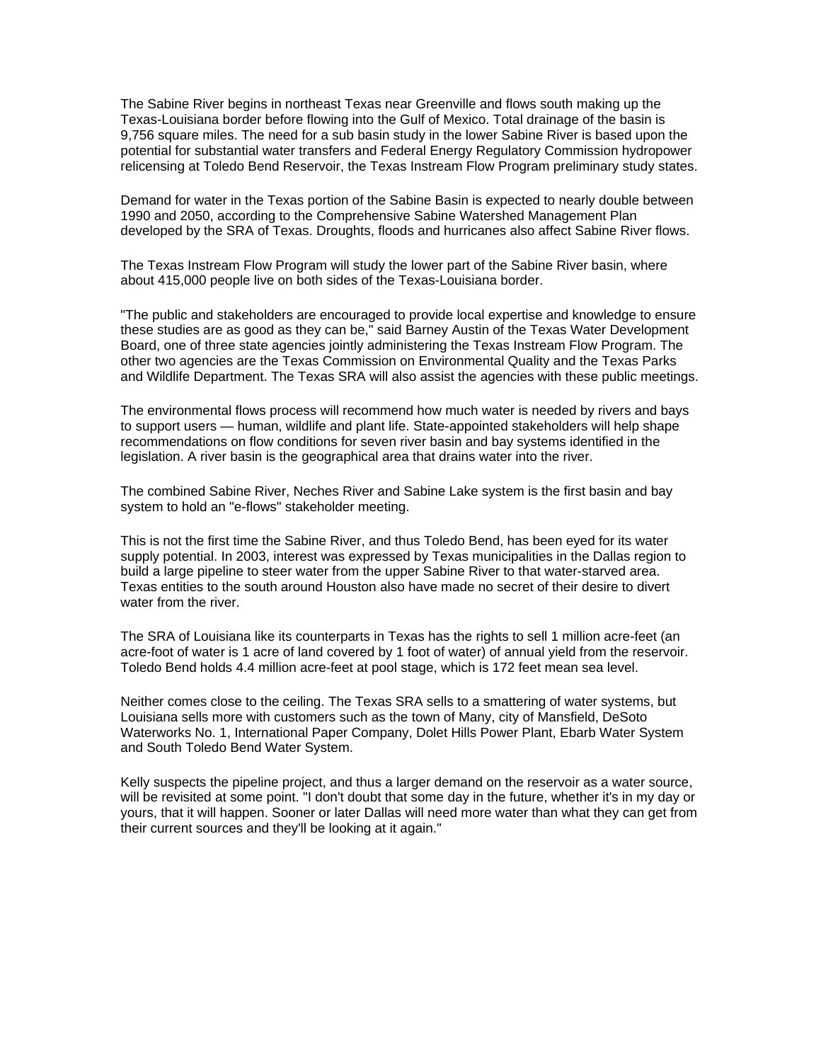The Sabine River begins in northeast Texas near Greenville and flows south making up the Texas-Louisiana border before flowing into the Gulf of Mexico. Total drainage of the basin is 9,756 square miles. The need for a sub basin study in the lower Sabine River is based upon the potential for substantial water transfers and Federal Energy Regulatory Commission hydropower relicensing at Toledo Bend Reservoir, the Texas Instream Flow Program preliminary study states.

Demand for water in the Texas portion of the Sabine Basin is expected to nearly double between 1990 and 2050, according to the Comprehensive Sabine Watershed Management Plan developed by the SRA of Texas. Droughts, floods and hurricanes also affect Sabine River flows.

The Texas Instream Flow Program will study the lower part of the Sabine River basin, where about 415,000 people live on both sides of the Texas-Louisiana border.

"The public and stakeholders are encouraged to provide local expertise and knowledge to ensure these studies are as good as they can be," said Barney Austin of the Texas Water Development Board, one of three state agencies jointly administering the Texas Instream Flow Program. The other two agencies are the Texas Commission on Environmental Quality and the Texas Parks and Wildlife Department. The Texas SRA will also assist the agencies with these public meetings.

The environmental flows process will recommend how much water is needed by rivers and bays to support users — human, wildlife and plant life. State-appointed stakeholders will help shape recommendations on flow conditions for seven river basin and bay systems identified in the legislation. A river basin is the geographical area that drains water into the river.

The combined Sabine River, Neches River and Sabine Lake system is the first basin and bay system to hold an "e-flows" stakeholder meeting.

This is not the first time the Sabine River, and thus Toledo Bend, has been eyed for its water supply potential. In 2003, interest was expressed by Texas municipalities in the Dallas region to build a large pipeline to steer water from the upper Sabine River to that water-starved area. Texas entities to the south around Houston also have made no secret of their desire to divert water from the river.

The SRA of Louisiana like its counterparts in Texas has the rights to sell 1 million acre-feet (an acre-foot of water is 1 acre of land covered by 1 foot of water) of annual yield from the reservoir. Toledo Bend holds 4.4 million acre-feet at pool stage, which is 172 feet mean sea level.

Neither comes close to the ceiling. The Texas SRA sells to a smattering of water systems, but Louisiana sells more with customers such as the town of Many, city of Mansfield, DeSoto Waterworks No. 1, International Paper Company, Dolet Hills Power Plant, Ebarb Water System and South Toledo Bend Water System.

Kelly suspects the pipeline project, and thus a larger demand on the reservoir as a water source, will be revisited at some point. "I don't doubt that some day in the future, whether it's in my day or yours, that it will happen. Sooner or later Dallas will need more water than what they can get from their current sources and they'll be looking at it again."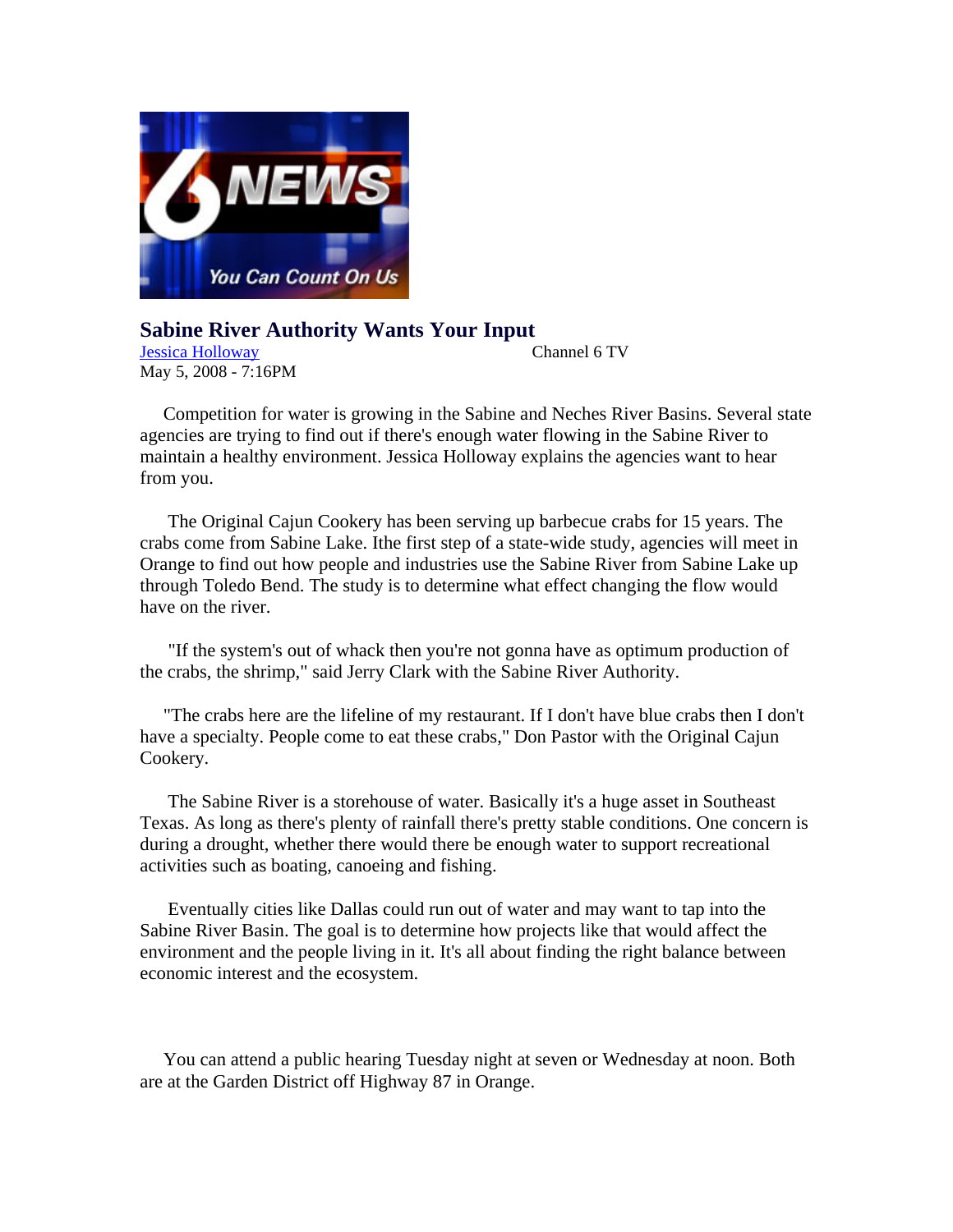# Sabine River Authority Wants Your Input

[Jessica Holloway](#) Channel 6 TV
May 5, 2008 - 7:16PM

Competition for water is growing in the Sabine and Neches River Basins. Several state agencies are trying to find out if there's enough water flowing in the Sabine River to maintain a healthy environment. Jessica Holloway explains the agencies want to hear from you.

The Original Cajun Cookery has been serving up barbecue crabs for 15 years. The crabs come from Sabine Lake. Ithe first step of a state-wide study, agencies will meet in Orange to find out how people and industries use the Sabine River from Sabine Lake up through Toledo Bend. The study is to determine what effect changing the flow would have on the river.

"If the system's out of whack then you're not gonna have as optimum production of the crabs, the shrimp," said Jerry Clark with the Sabine River Authority.

"The crabs here are the lifeline of my restaurant. If I don't have blue crabs then I don't have a specialty. People come to eat these crabs," Don Pastor with the Original Cajun Cookery.

The Sabine River is a storehouse of water. Basically it's a huge asset in Southeast Texas. As long as there's plenty of rainfall there's pretty stable conditions. One concern is during a drought, whether there would there be enough water to support recreational activities such as boating, canoeing and fishing.

Eventually cities like Dallas could run out of water and may want to tap into the Sabine River Basin. The goal is to determine how projects like that would affect the environment and the people living in it. It's all about finding the right balance between economic interest and the ecosystem.

You can attend a public hearing Tuesday night at seven or Wednesday at noon. Both are at the Garden District off Highway 87 in Orange.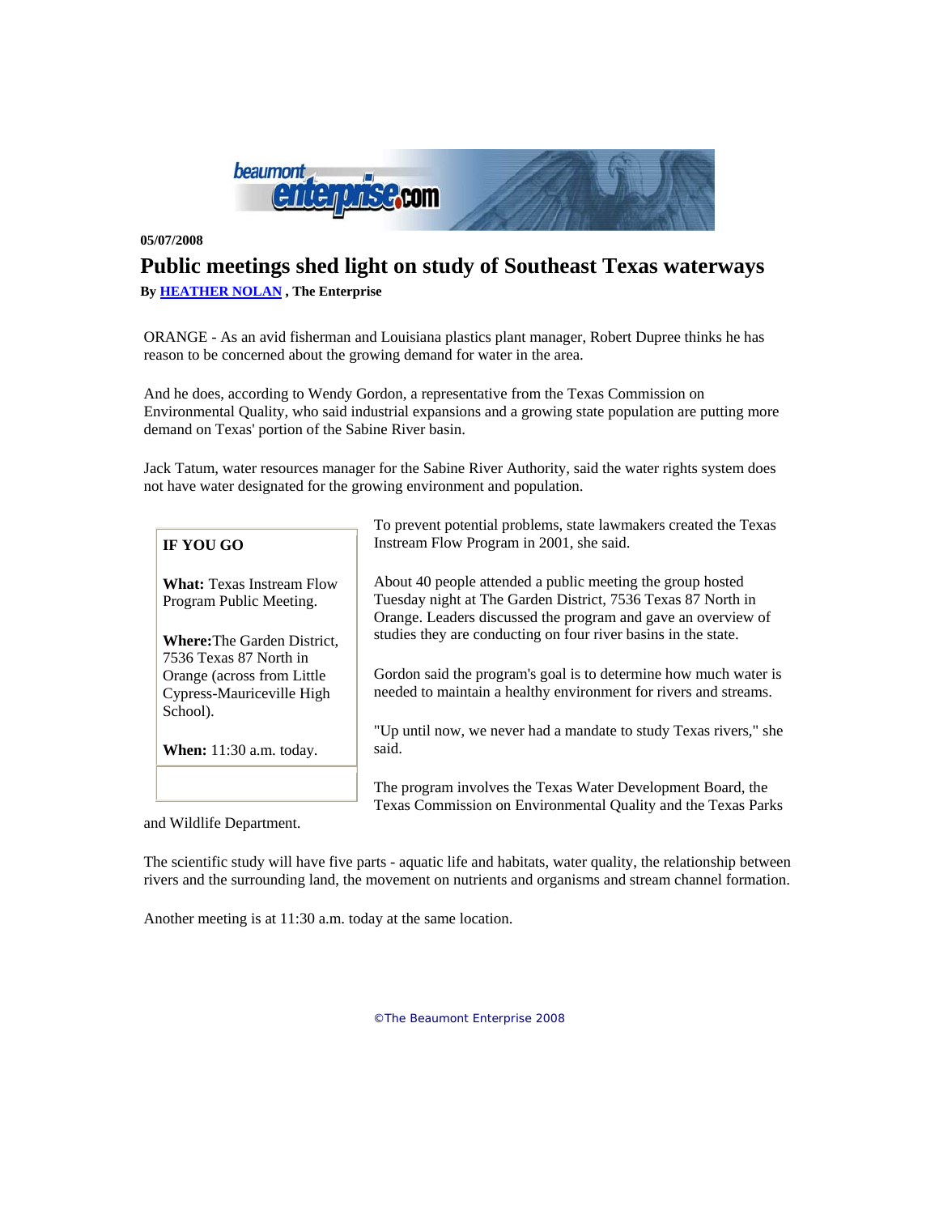05/07/2008

# Public meetings shed light on study of Southeast Texas waterways

**By HEATHER NOLAN , The Enterprise**

ORANGE - As an avid fisherman and Louisiana plastics plant manager, Robert Dupree thinks he has reason to be concerned about the growing demand for water in the area.

And he does, according to Wendy Gordon, a representative from the Texas Commission on Environmental Quality, who said industrial expansions and a growing state population are putting more demand on Texas' portion of the Sabine River basin.

Jack Tatum, water resources manager for the Sabine River Authority, said the water rights system does not have water designated for the growing environment and population.

To prevent potential problems, state lawmakers created the Texas Instream Flow Program in 2001, she said.

About 40 people attended a public meeting the group hosted Tuesday night at The Garden District, 7536 Texas 87 North in Orange. Leaders discussed the program and gave an overview of studies they are conducting on four river basins in the state.

Gordon said the program's goal is to determine how much water is needed to maintain a healthy environment for rivers and streams.

"Up until now, we never had a mandate to study Texas rivers," she said.

The program involves the Texas Water Development Board, the Texas Commission on Environmental Quality and the Texas Parks and Wildlife Department.

The scientific study will have five parts - aquatic life and habitats, water quality, the relationship between rivers and the surrounding land, the movement on nutrients and organisms and stream channel formation.

Another meeting is at 11:30 a.m. today at the same location.

**IF YOU GO**

**What:** Texas Instream Flow Program Public Meeting.

**Where:** The Garden District, 7536 Texas 87 North in Orange (across from Little Cypress-Mauriceville High School).

**When:** 11:30 a.m. today.

©The Beaumont Enterprise 2008